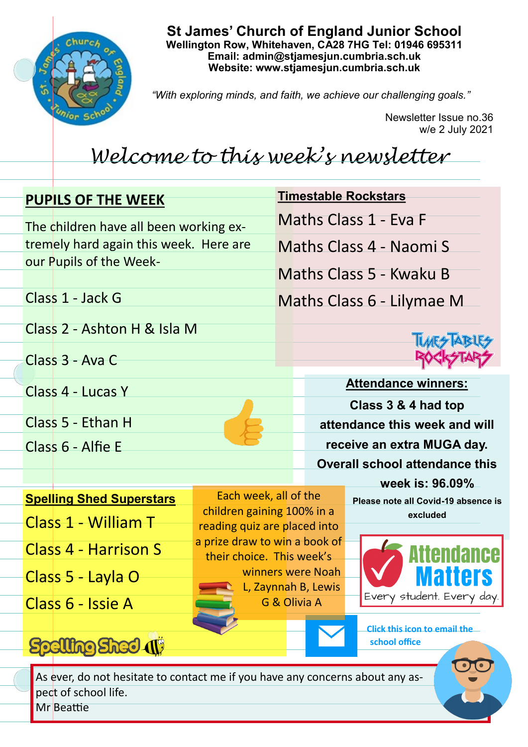# St James' Church of England Junior School

**Wellington Row, Whitehaven, CA28 7HG Tel: 01946 695311**
**Email: admin@stjamesjun.cumbria.sch.uk**
**Website: www.stjamesjun.cumbria.sch.uk**

*"With exploring minds, and faith, we achieve our challenging goals."*

Newsletter Issue no.36
w/e 2 July 2021

## *Welcome to this week's newsletter*

### PUPILS OF THE WEEK

The children have all been working extremely hard again this week. Here are our Pupils of the Week-

- Class 1 - Jack G
- Class 2 - Ashton H & Isla M
- Class 3 - Ava C
- Class 4 - Lucas Y
- Class 5 - Ethan H
- Class 6 - Alfie E

### Timestable Rockstars

- Maths Class 1 - Eva F
- Maths Class 4 - Naomi S
- Maths Class 5 - Kwaku B
- Maths Class 6 - Lilymae M

### Attendance winners:

**Class 3 & 4 had top attendance this week and will receive an extra MUGA day.**

**Overall school attendance this week is: 96.09%**

**Please note all Covid-19 absence is excluded**

Attendance Matters — Every student. Every day.

### Spelling Shed Superstars

- Class 1 - William T
- Class 4 - Harrison S
- Class 5 - Layla O
- Class 6 - Issie A

Each week, all of the children gaining 100% in a reading quiz are placed into a prize draw to win a book of their choice. This week's winners were Noah L, Zaynnab B, Lewis G & Olivia A

**Click this icon to email the school office**

As ever, do not hesitate to contact me if you have any concerns about any aspect of school life.
Mr Beattie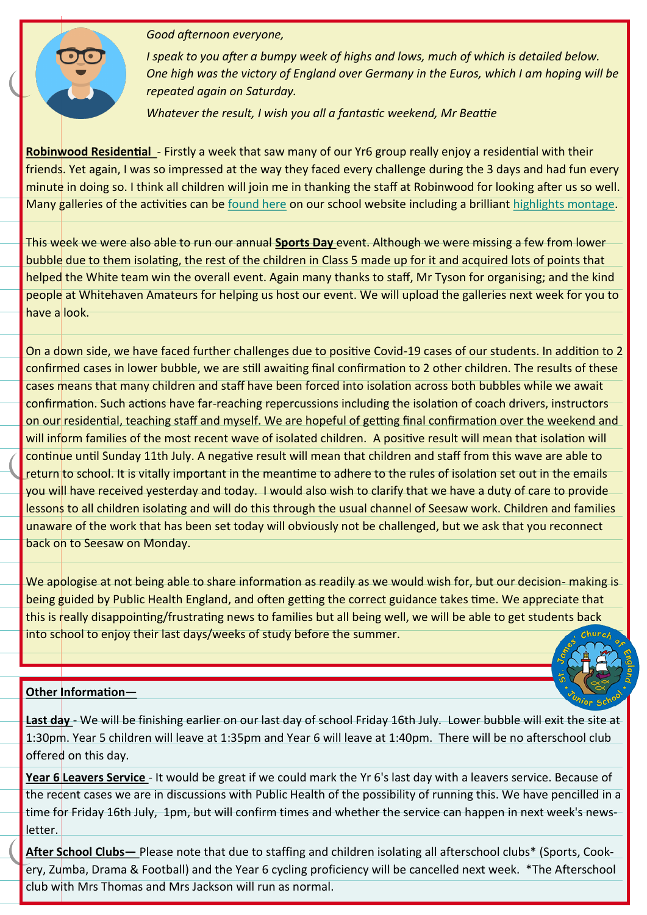*Good afternoon everyone,*

*I speak to you after a bumpy week of highs and lows, much of which is detailed below. One high was the victory of England over Germany in the Euros, which I am hoping will be repeated again on Saturday.*

*Whatever the result, I wish you all a fantastic weekend, Mr Beattie*

**Robinwood Residential** - Firstly a week that saw many of our Yr6 group really enjoy a residential with their friends. Yet again, I was so impressed at the way they faced every challenge during the 3 days and had fun every minute in doing so. I think all children will join me in thanking the staff at Robinwood for looking after us so well. Many galleries of the activities can be found here on our school website including a brilliant highlights montage.

This week we were also able to run our annual **Sports Day** event. Although we were missing a few from lower bubble due to them isolating, the rest of the children in Class 5 made up for it and acquired lots of points that helped the White team win the overall event. Again many thanks to staff, Mr Tyson for organising; and the kind people at Whitehaven Amateurs for helping us host our event. We will upload the galleries next week for you to have a look.

On a down side, we have faced further challenges due to positive Covid-19 cases of our students. In addition to 2 confirmed cases in lower bubble, we are still awaiting final confirmation to 2 other children. The results of these cases means that many children and staff have been forced into isolation across both bubbles while we await confirmation. Such actions have far-reaching repercussions including the isolation of coach drivers, instructors on our residential, teaching staff and myself. We are hopeful of getting final confirmation over the weekend and will inform families of the most recent wave of isolated children. A positive result will mean that isolation will continue until Sunday 11th July. A negative result will mean that children and staff from this wave are able to return to school. It is vitally important in the meantime to adhere to the rules of isolation set out in the emails you will have received yesterday and today. I would also wish to clarify that we have a duty of care to provide lessons to all children isolating and will do this through the usual channel of Seesaw work. Children and families unaware of the work that has been set today will obviously not be challenged, but we ask that you reconnect back on to Seesaw on Monday.

We apologise at not being able to share information as readily as we would wish for, but our decision- making is being guided by Public Health England, and often getting the correct guidance takes time. We appreciate that this is really disappointing/frustrating news to families but all being well, we will be able to get students back into school to enjoy their last days/weeks of study before the summer.

St. James' Church of England Junior School

**Other Information—**

**Last day** - We will be finishing earlier on our last day of school Friday 16th July. Lower bubble will exit the site at 1:30pm. Year 5 children will leave at 1:35pm and Year 6 will leave at 1:40pm. There will be no afterschool club offered on this day.

**Year 6 Leavers Service** - It would be great if we could mark the Yr 6's last day with a leavers service. Because of the recent cases we are in discussions with Public Health of the possibility of running this. We have pencilled in a time for Friday 16th July, 1pm, but will confirm times and whether the service can happen in next week's newsletter.

**After School Clubs—** Please note that due to staffing and children isolating all afterschool clubs* (Sports, Cookery, Zumba, Drama & Football) and the Year 6 cycling proficiency will be cancelled next week. *The Afterschool club with Mrs Thomas and Mrs Jackson will run as normal.